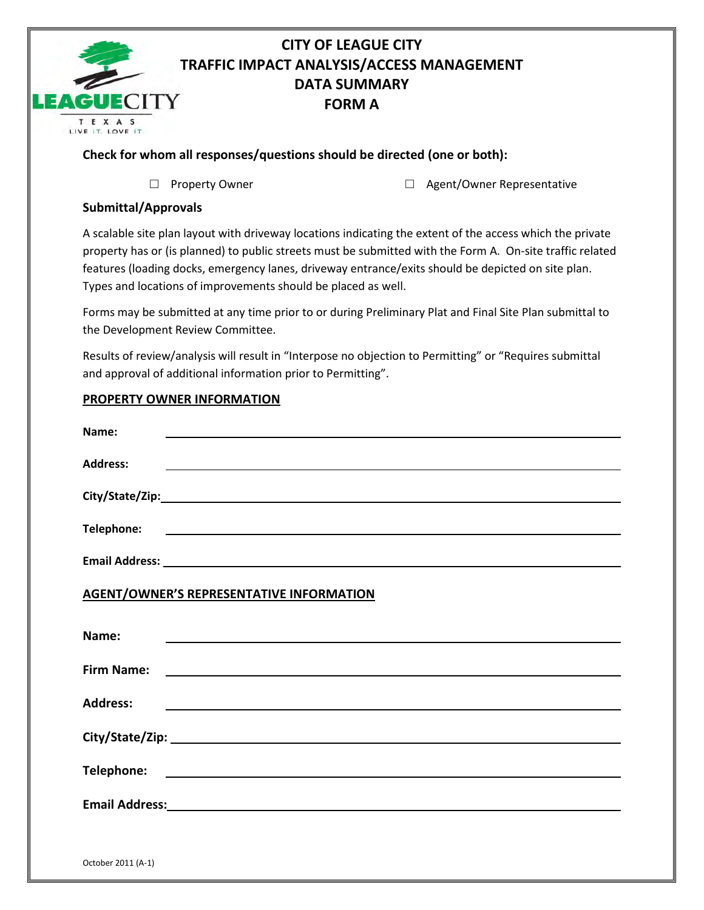# CITY OF LEAGUE CITY
# TRAFFIC IMPACT ANALYSIS/ACCESS MANAGEMENT
# DATA SUMMARY
# FORM A

**Check for whom all responses/questions should be directed (one or both):**

☐ Property Owner ☐ Agent/Owner Representative

**Submittal/Approvals**

A scalable site plan layout with driveway locations indicating the extent of the access which the private property has or (is planned) to public streets must be submitted with the Form A. On-site traffic related features (loading docks, emergency lanes, driveway entrance/exits should be depicted on site plan. Types and locations of improvements should be placed as well.

Forms may be submitted at any time prior to or during Preliminary Plat and Final Site Plan submittal to the Development Review Committee.

Results of review/analysis will result in "Interpose no objection to Permitting" or "Requires submittal and approval of additional information prior to Permitting".

**PROPERTY OWNER INFORMATION**

**Name:** ______________________________

**Address:** ______________________________

**City/State/Zip:** ______________________________

**Telephone:** ______________________________

**Email Address:** ______________________________

**AGENT/OWNER'S REPRESENTATIVE INFORMATION**

**Name:** ______________________________

**Firm Name:** ______________________________

**Address:** ______________________________

**City/State/Zip:** ______________________________

**Telephone:** ______________________________

**Email Address:** ______________________________

October 2011 (A-1)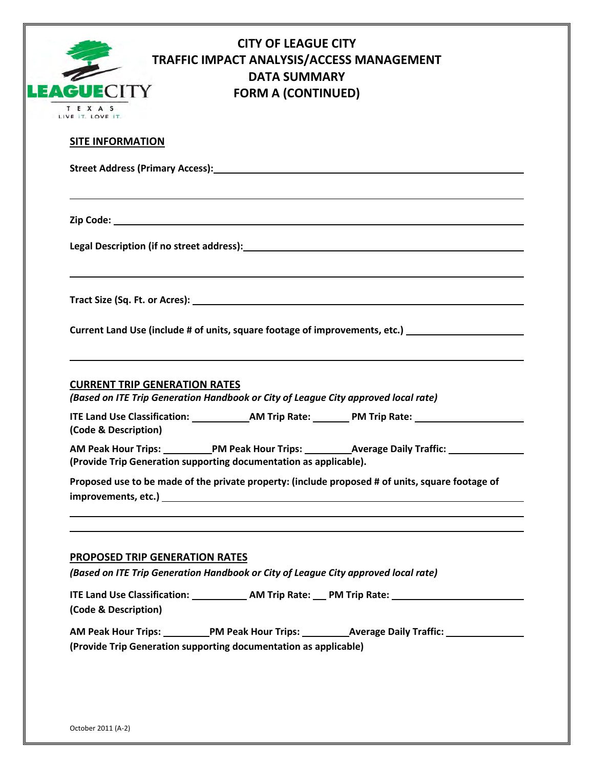# CITY OF LEAGUE CITY
# TRAFFIC IMPACT ANALYSIS/ACCESS MANAGEMENT
# DATA SUMMARY
# FORM A (CONTINUED)

## SITE INFORMATION

**Street Address (Primary Access):** ______________________________________________

______________________________________________________________________

**Zip Code:** ______________________________________________________________

**Legal Description (if no street address):** _____________________________________

______________________________________________________________________

**Tract Size (Sq. Ft. or Acres):** ____________________________________________

**Current Land Use (include # of units, square footage of improvements, etc.)** ______________

______________________________________________________________________

## CURRENT TRIP GENERATION RATES

*(Based on ITE Trip Generation Handbook or City of League City approved local rate)*

**ITE Land Use Classification:** __________ **AM Trip Rate:** ______ **PM Trip Rate:** ______________
**(Code & Description)**

**AM Peak Hour Trips:** _________ **PM Peak Hour Trips:** _________ **Average Daily Traffic:** __________
**(Provide Trip Generation supporting documentation as applicable).**

**Proposed use to be made of the private property: (include proposed # of units, square footage of improvements, etc.)** ______________________________________________

______________________________________________________________________

______________________________________________________________________

## PROPOSED TRIP GENERATION RATES

*(Based on ITE Trip Generation Handbook or City of League City approved local rate)*

**ITE Land Use Classification:** __________ **AM Trip Rate:** ___ **PM Trip Rate:** ______________
**(Code & Description)**

**AM Peak Hour Trips:** _________ **PM Peak Hour Trips:** _________ **Average Daily Traffic:** __________
**(Provide Trip Generation supporting documentation as applicable)**

October 2011 (A-2)